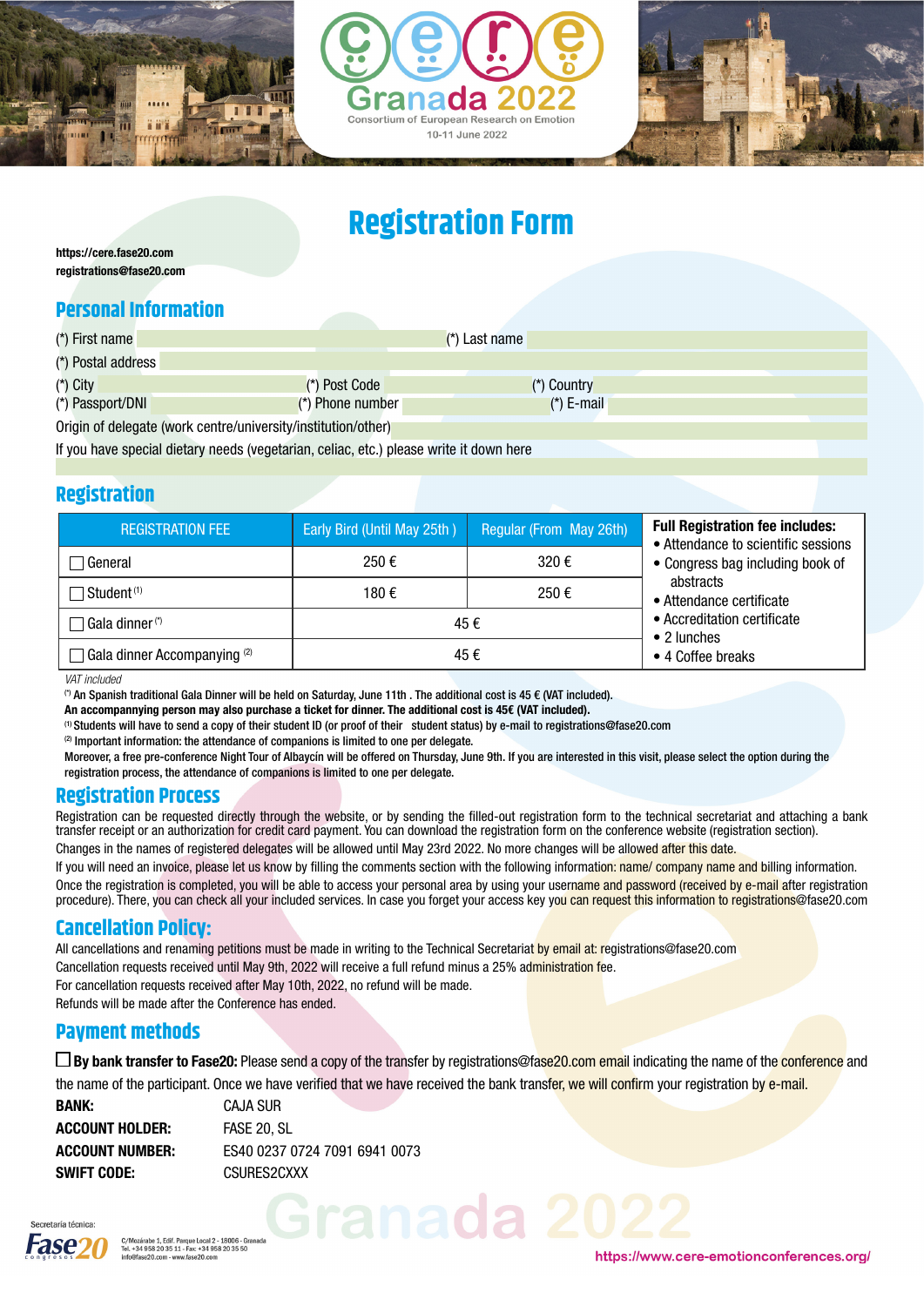# Registration Form

**https://cere.fase20.com**
**registrations@fase20.com**

## Personal Information

(*) First name (*) Last name

(*) Postal address

(*) City (*) Post Code (*) Country

(*) Passport/DNI (*) Phone number (*) E-mail

Origin of delegate (work centre/university/institution/other)

If you have special dietary needs (vegetarian, celiac, etc.) please write it down here

## Registration

| REGISTRATION FEE | Early Bird (Until May 25th ) | Regular (From May 26th) |
|---|---|---|
| ☐ General | 250 € | 320 € |
| ☐ Student [1] | 180 € | 250 € |
| ☐ Gala dinner [*] | 45 € | |
| ☐ Gala dinner Accompanying [2] | 45 € | |

**Full Registration fee includes:**

- Attendance to scientific sessions
- Congress bag including book of abstracts
- Attendance certificate
- Accreditation certificate
- 2 lunches
- 4 Coffee breaks

*VAT included*

[*] An Spanish traditional Gala Dinner will be held on Saturday, June 11th . The additional cost is 45 € (VAT included).
**An accompannying person may also purchase a ticket for dinner. The additional cost is 45€ (VAT included).**
[1] Students will have to send a copy of their student ID (or proof of their student status) by e-mail to registrations@fase20.com
[2] Important information: the attendance of companions is limited to one per delegate.
Moreover, a free pre-conference Night Tour of Albaycín will be offered on Thursday, June 9th. If you are interested in this visit, please select the option during the registration process, the attendance of companions is limited to one per delegate.

## Registration Process

Registration can be requested directly through the website, or by sending the filled-out registration form to the technical secretariat and attaching a bank transfer receipt or an authorization for credit card payment. You can download the registration form on the conference website (registration section).

Changes in the names of registered delegates will be allowed until May 23rd 2022. No more changes will be allowed after this date.

If you will need an invoice, please let us know by filling the comments section with the following information: name/ company name and billing information.

Once the registration is completed, you will be able to access your personal area by using your username and password (received by e-mail after registration procedure). There, you can check all your included services. In case you forget your access key you can request this information to registrations@fase20.com

## Cancellation Policy:

All cancellations and renaming petitions must be made in writing to the Technical Secretariat by email at: registrations@fase20.com

Cancellation requests received until May 9th, 2022 will receive a full refund minus a 25% administration fee.

For cancellation requests received after May 10th, 2022, no refund will be made.

Refunds will be made after the Conference has ended.

## Payment methods

☐ **By bank transfer to Fase20:** Please send a copy of the transfer by registrations@fase20.com email indicating the name of the conference and the name of the participant. Once we have verified that we have received the bank transfer, we will confirm your registration by e-mail.

| | |
|---|---|
| **BANK:** | CAJA SUR |
| **ACCOUNT HOLDER:** | FASE 20, SL |
| **ACCOUNT NUMBER:** | ES40 0237 0724 7091 6941 0073 |
| **SWIFT CODE:** | CSURES2CXXX |

Secretaría técnica:
Fase20 congresos
C/Mozárabe 1, Edif. Parque Local 2 - 18006 - Granada
Tel. +34 958 20 35 11 - Fax: +34 958 20 35 50
info@fase20.com - www.fase20.com

https://www.cere-emotionconferences.org/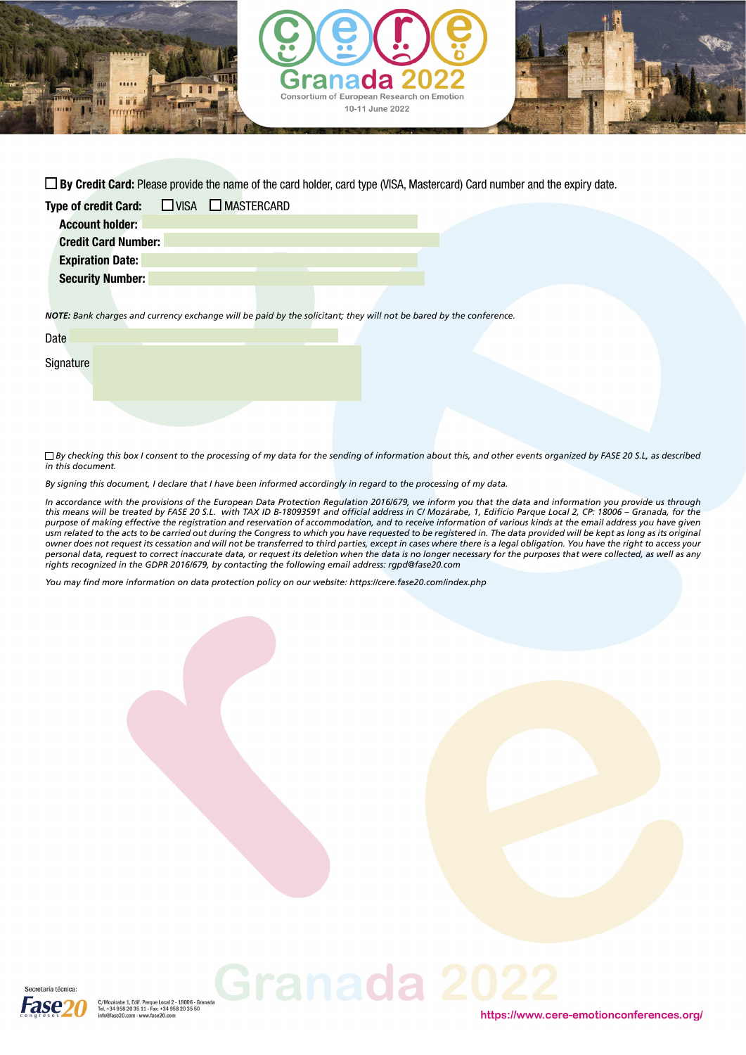☐ **By Credit Card:** Please provide the name of the card holder, card type (VISA, Mastercard) Card number and the expiry date.

**Type of credit Card:** ☐ VISA ☐ MASTERCARD

**Account holder:**

**Credit Card Number:**

**Expiration Date:**

**Security Number:**

***NOTE:*** *Bank charges and currency exchange will be paid by the solicitant; they will not be bared by the conference.*

Date

Signature

☐ *By checking this box I consent to the processing of my data for the sending of information about this, and other events organized by FASE 20 S.L, as described in this document.*

*By signing this document, I declare that I have been informed accordingly in regard to the processing of my data.*

*In accordance with the provisions of the European Data Protection Regulation 2016/679, we inform you that the data and information you provide us through this means will be treated by FASE 20 S.L. with TAX ID B-18093591 and official address in C/ Mozárabe, 1, Edificio Parque Local 2, CP: 18006 – Granada, for the purpose of making effective the registration and reservation of accommodation, and to receive information of various kinds at the email address you have given usm related to the acts to be carried out during the Congress to which you have requested to be registered in. The data provided will be kept as long as its original owner does not request its cessation and will not be transferred to third parties, except in cases where there is a legal obligation. You have the right to access your personal data, request to correct inaccurate data, or request its deletion when the data is no longer necessary for the purposes that were collected, as well as any rights recognized in the GDPR 2016/679, by contacting the following email address: rgpd@fase20.com*

*You may find more information on data protection policy on our website: https://cere.fase20.com/index.php*

Secretaría técnica:

Fase20 congresos

C/Mozárabe 1, Edif. Parque Local 2 - 18006 - Granada
Tel. +34 958 20 35 11 - Fax: +34 958 20 35 50
info@fase20.com - www.fase20.com

Granada 2022

https://www.cere-emotionconferences.org/